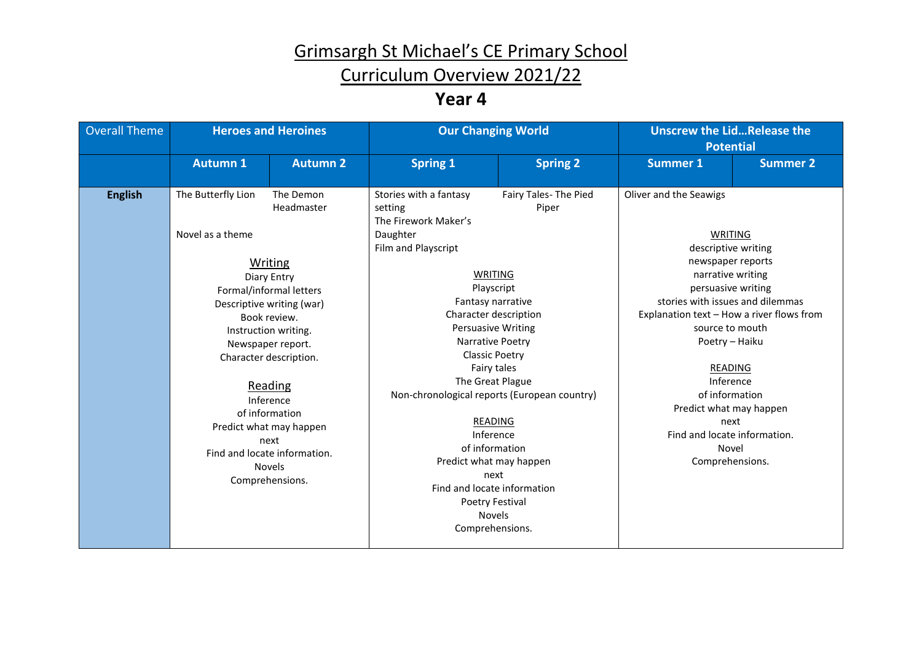# Grimsargh St Michael's CE Primary School

## Curriculum Overview 2021/22

## Year 4

| Overall Theme | Heroes and Heroines | | Our Changing World | | Unscrew the Lid…Release the Potential | |
|---|---|---|---|---|---|---|
| | **Autumn 1** | **Autumn 2** | **Spring 1** | **Spring 2** | **Summer 1** | **Summer 2** |
| **English** | The Butterfly Lion<br><br>Novel as a theme<br><br>Writing<br>Diary Entry<br>Formal/informal letters<br>Descriptive writing (war)<br>Book review.<br>Instruction writing.<br>Newspaper report.<br>Character description.<br><br>Reading<br>Inference<br>of information<br>Predict what may happen<br>next<br>Find and locate information.<br>Novels<br>Comprehensions. | The Demon Headmaster | Stories with a fantasy setting<br>The Firework Maker's Daughter<br>Film and Playscript<br><br>WRITING<br>Playscript<br>Fantasy narrative<br>Character description<br>Persuasive Writing<br>Narrative Poetry<br>Classic Poetry<br>Fairy tales<br>The Great Plague<br>Non-chronological reports (European country)<br><br>READING<br>Inference<br>of information<br>Predict what may happen<br>next<br>Find and locate information<br>Poetry Festival<br>Novels<br>Comprehensions. | Fairy Tales- The Pied Piper | Oliver and the Seawigs<br><br>WRITING<br>descriptive writing<br>newspaper reports<br>narrative writing<br>persuasive writing<br>stories with issues and dilemmas<br>Explanation text – How a river flows from source to mouth<br>Poetry – Haiku<br><br>READING<br>Inference<br>of information<br>Predict what may happen<br>next<br>Find and locate information.<br>Novel<br>Comprehensions. | |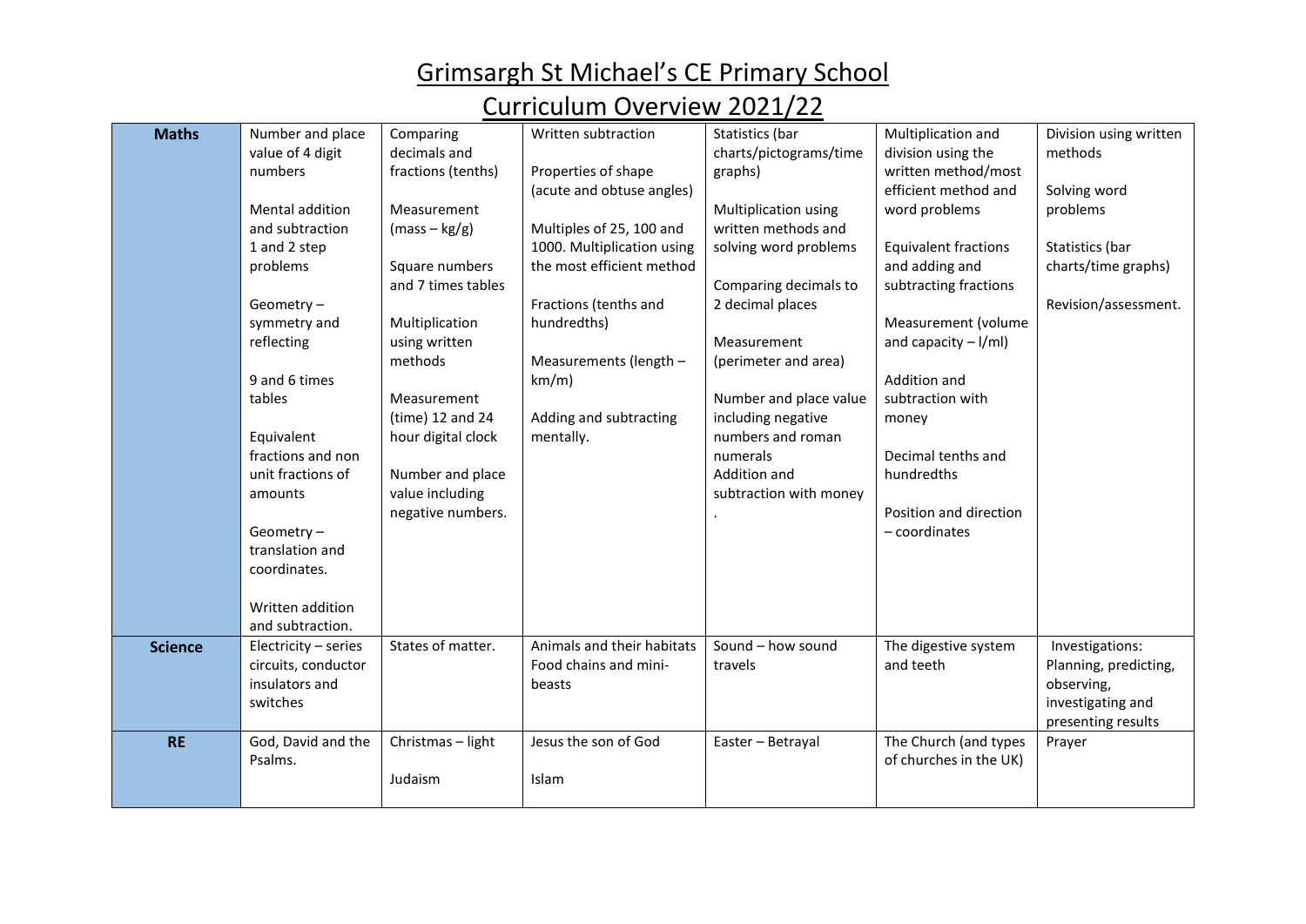# Grimsargh St Michael's CE Primary School

## Curriculum Overview 2021/22

| **Maths** | Number and place value of 4 digit numbers<br><br>Mental addition and subtraction 1 and 2 step problems<br><br>Geometry – symmetry and reflecting<br><br>9 and 6 times tables<br><br>Equivalent fractions and non unit fractions of amounts<br><br>Geometry – translation and coordinates.<br><br>Written addition and subtraction. | Comparing decimals and fractions (tenths)<br><br>Measurement (mass – kg/g)<br><br>Square numbers and 7 times tables<br><br>Multiplication using written methods<br><br>Measurement (time) 12 and 24 hour digital clock<br><br>Number and place value including negative numbers. | Written subtraction<br><br>Properties of shape (acute and obtuse angles)<br><br>Multiples of 25, 100 and 1000. Multiplication using the most efficient method<br><br>Fractions (tenths and hundredths)<br><br>Measurements (length – km/m)<br><br>Adding and subtracting mentally. | Statistics (bar charts/pictograms/time graphs)<br><br>Multiplication using written methods and solving word problems<br><br>Comparing decimals to 2 decimal places<br><br>Measurement (perimeter and area)<br><br>Number and place value including negative numbers and roman numerals<br>Addition and subtraction with money<br>. | Multiplication and division using the written method/most efficient method and word problems<br><br>Equivalent fractions and adding and subtracting fractions<br><br>Measurement (volume and capacity – l/ml)<br><br>Addition and subtraction with money<br><br>Decimal tenths and hundredths<br><br>Position and direction – coordinates | Division using written methods<br><br>Solving word problems<br><br>Statistics (bar charts/time graphs)<br><br>Revision/assessment. |
|---|---|---|---|---|---|---|
| **Science** | Electricity – series circuits, conductor insulators and switches | States of matter. | Animals and their habitats<br>Food chains and mini-beasts | Sound – how sound travels | The digestive system and teeth | Investigations: Planning, predicting, observing, investigating and presenting results |
| **RE** | God, David and the Psalms. | Christmas – light<br><br>Judaism | Jesus the son of God<br><br>Islam | Easter – Betrayal | The Church (and types of churches in the UK) | Prayer |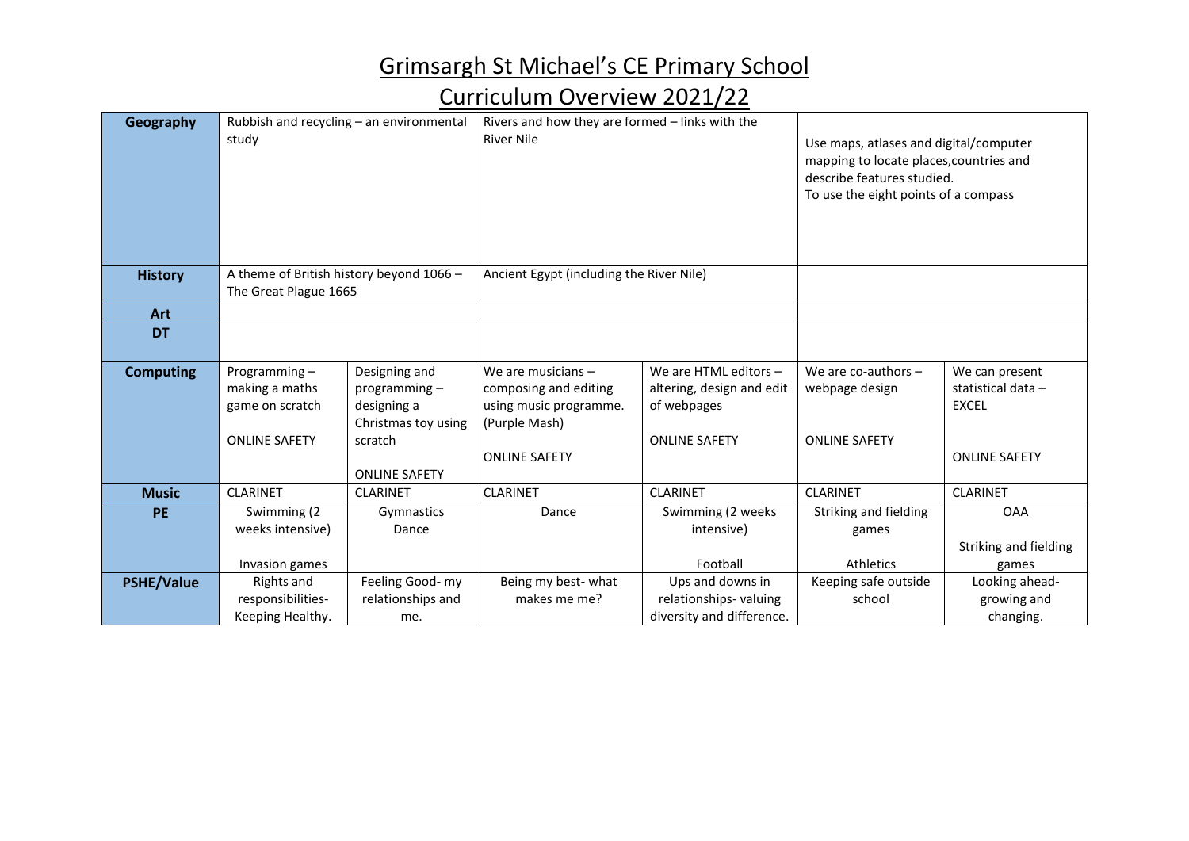# Grimsargh St Michael's CE Primary School

# Curriculum Overview 2021/22

| | | | | | | |
|---|---|---|---|---|---|---|
| **Geography** | Rubbish and recycling – an environmental study | | Rivers and how they are formed – links with the River Nile | | Use maps, atlases and digital/computer mapping to locate places,countries and describe features studied.<br>To use the eight points of a compass | |
| **History** | A theme of British history beyond 1066 – The Great Plague 1665 | | Ancient Egypt (including the River Nile) | | | |
| **Art** | | | | | | |
| **DT** | | | | | | |
| **Computing** | Programming – making a maths game on scratch<br><br>ONLINE SAFETY | Designing and programming – designing a Christmas toy using scratch<br><br>ONLINE SAFETY | We are musicians – composing and editing using music programme. (Purple Mash)<br><br>ONLINE SAFETY | We are HTML editors – altering, design and edit of webpages<br><br>ONLINE SAFETY | We are co-authors – webpage design<br><br>ONLINE SAFETY | We can present statistical data – EXCEL<br><br>ONLINE SAFETY |
| **Music** | CLARINET | CLARINET | CLARINET | CLARINET | CLARINET | CLARINET |
| **PE** | Swimming (2 weeks intensive)<br><br>Invasion games | Gymnastics<br>Dance | Dance | Swimming (2 weeks intensive)<br><br>Football | Striking and fielding games<br><br>Athletics | OAA<br><br>Striking and fielding games |
| **PSHE/Value** | Rights and responsibilities- Keeping Healthy. | Feeling Good- my relationships and me. | Being my best- what makes me me? | Ups and downs in relationships- valuing diversity and difference. | Keeping safe outside school | Looking ahead- growing and changing. |